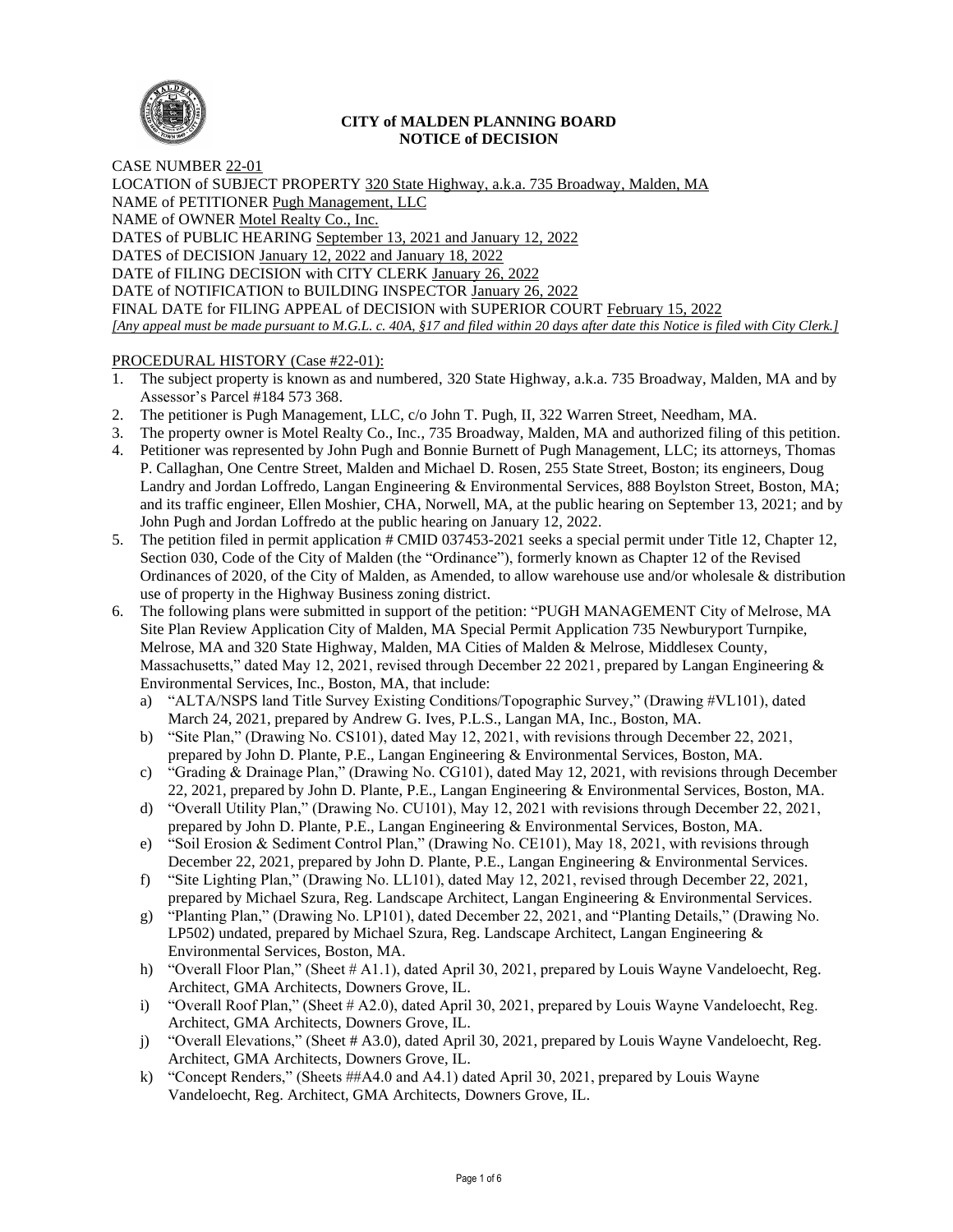# CITY of MALDEN PLANNING BOARD
## NOTICE of DECISION

CASE NUMBER 22-01
LOCATION of SUBJECT PROPERTY 320 State Highway, a.k.a. 735 Broadway, Malden, MA
NAME of PETITIONER Pugh Management, LLC
NAME of OWNER Motel Realty Co., Inc.
DATES of PUBLIC HEARING September 13, 2021 and January 12, 2022
DATES of DECISION January 12, 2022 and January 18, 2022
DATE of FILING DECISION with CITY CLERK January 26, 2022
DATE of NOTIFICATION to BUILDING INSPECTOR January 26, 2022
FINAL DATE for FILING APPEAL of DECISION with SUPERIOR COURT February 15, 2022
*[Any appeal must be made pursuant to M.G.L. c. 40A, §17 and filed within 20 days after date this Notice is filed with City Clerk.]*

PROCEDURAL HISTORY (Case #22-01):

1. The subject property is known as and numbered, 320 State Highway, a.k.a. 735 Broadway, Malden, MA and by Assessor's Parcel #184 573 368.
2. The petitioner is Pugh Management, LLC, c/o John T. Pugh, II, 322 Warren Street, Needham, MA.
3. The property owner is Motel Realty Co., Inc., 735 Broadway, Malden, MA and authorized filing of this petition.
4. Petitioner was represented by John Pugh and Bonnie Burnett of Pugh Management, LLC; its attorneys, Thomas P. Callaghan, One Centre Street, Malden and Michael D. Rosen, 255 State Street, Boston; its engineers, Doug Landry and Jordan Loffredo, Langan Engineering & Environmental Services, 888 Boylston Street, Boston, MA; and its traffic engineer, Ellen Moshier, CHA, Norwell, MA, at the public hearing on September 13, 2021; and by John Pugh and Jordan Loffredo at the public hearing on January 12, 2022.
5. The petition filed in permit application # CMID 037453-2021 seeks a special permit under Title 12, Chapter 12, Section 030, Code of the City of Malden (the "Ordinance"), formerly known as Chapter 12 of the Revised Ordinances of 2020, of the City of Malden, as Amended, to allow warehouse use and/or wholesale & distribution use of property in the Highway Business zoning district.
6. The following plans were submitted in support of the petition: "PUGH MANAGEMENT City of Melrose, MA Site Plan Review Application City of Malden, MA Special Permit Application 735 Newburyport Turnpike, Melrose, MA and 320 State Highway, Malden, MA Cities of Malden & Melrose, Middlesex County, Massachusetts," dated May 12, 2021, revised through December 22 2021, prepared by Langan Engineering & Environmental Services, Inc., Boston, MA, that include:
   a) "ALTA/NSPS land Title Survey Existing Conditions/Topographic Survey," (Drawing #VL101), dated March 24, 2021, prepared by Andrew G. Ives, P.L.S., Langan MA, Inc., Boston, MA.
   b) "Site Plan," (Drawing No. CS101), dated May 12, 2021, with revisions through December 22, 2021, prepared by John D. Plante, P.E., Langan Engineering & Environmental Services, Boston, MA.
   c) "Grading & Drainage Plan," (Drawing No. CG101), dated May 12, 2021, with revisions through December 22, 2021, prepared by John D. Plante, P.E., Langan Engineering & Environmental Services, Boston, MA.
   d) "Overall Utility Plan," (Drawing No. CU101), May 12, 2021 with revisions through December 22, 2021, prepared by John D. Plante, P.E., Langan Engineering & Environmental Services, Boston, MA.
   e) "Soil Erosion & Sediment Control Plan," (Drawing No. CE101), May 18, 2021, with revisions through December 22, 2021, prepared by John D. Plante, P.E., Langan Engineering & Environmental Services.
   f) "Site Lighting Plan," (Drawing No. LL101), dated May 12, 2021, revised through December 22, 2021, prepared by Michael Szura, Reg. Landscape Architect, Langan Engineering & Environmental Services.
   g) "Planting Plan," (Drawing No. LP101), dated December 22, 2021, and "Planting Details," (Drawing No. LP502) undated, prepared by Michael Szura, Reg. Landscape Architect, Langan Engineering & Environmental Services, Boston, MA.
   h) "Overall Floor Plan," (Sheet # A1.1), dated April 30, 2021, prepared by Louis Wayne Vandeloecht, Reg. Architect, GMA Architects, Downers Grove, IL.
   i) "Overall Roof Plan," (Sheet # A2.0), dated April 30, 2021, prepared by Louis Wayne Vandeloecht, Reg. Architect, GMA Architects, Downers Grove, IL.
   j) "Overall Elevations," (Sheet # A3.0), dated April 30, 2021, prepared by Louis Wayne Vandeloecht, Reg. Architect, GMA Architects, Downers Grove, IL.
   k) "Concept Renders," (Sheets ##A4.0 and A4.1) dated April 30, 2021, prepared by Louis Wayne Vandeloecht, Reg. Architect, GMA Architects, Downers Grove, IL.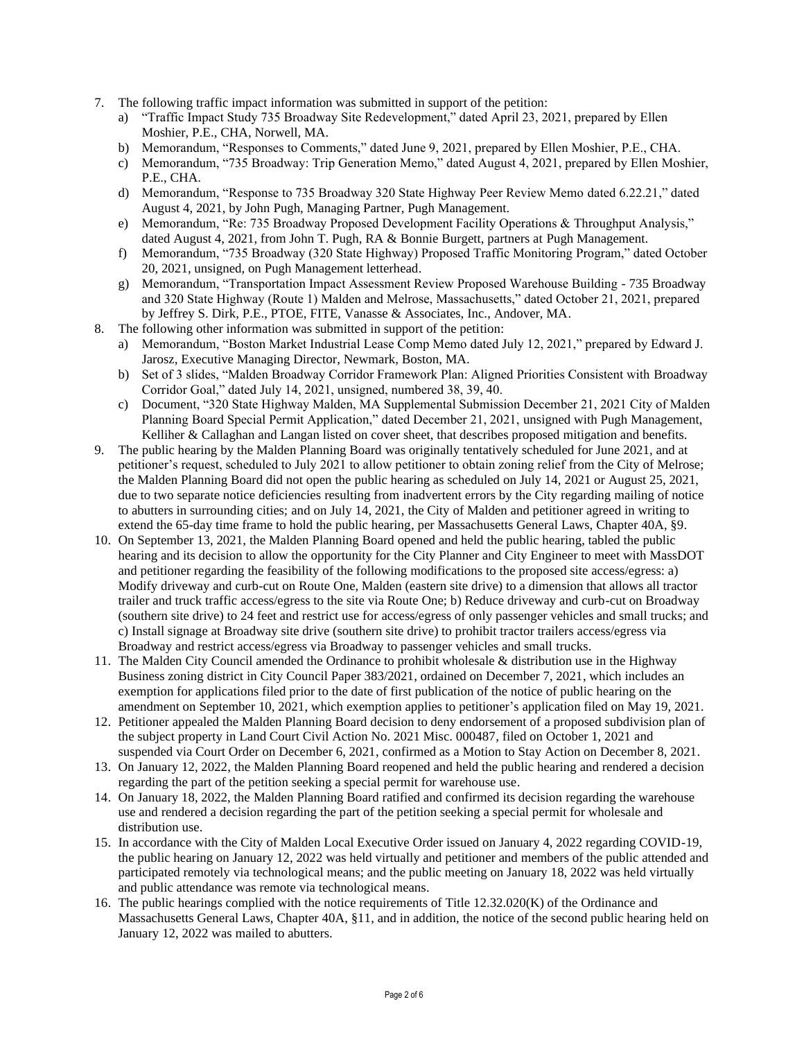7. The following traffic impact information was submitted in support of the petition:
   a) "Traffic Impact Study 735 Broadway Site Redevelopment," dated April 23, 2021, prepared by Ellen Moshier, P.E., CHA, Norwell, MA.
   b) Memorandum, "Responses to Comments," dated June 9, 2021, prepared by Ellen Moshier, P.E., CHA.
   c) Memorandum, "735 Broadway: Trip Generation Memo," dated August 4, 2021, prepared by Ellen Moshier, P.E., CHA.
   d) Memorandum, "Response to 735 Broadway 320 State Highway Peer Review Memo dated 6.22.21," dated August 4, 2021, by John Pugh, Managing Partner, Pugh Management.
   e) Memorandum, "Re: 735 Broadway Proposed Development Facility Operations & Throughput Analysis," dated August 4, 2021, from John T. Pugh, RA & Bonnie Burgett, partners at Pugh Management.
   f) Memorandum, "735 Broadway (320 State Highway) Proposed Traffic Monitoring Program," dated October 20, 2021, unsigned, on Pugh Management letterhead.
   g) Memorandum, "Transportation Impact Assessment Review Proposed Warehouse Building - 735 Broadway and 320 State Highway (Route 1) Malden and Melrose, Massachusetts," dated October 21, 2021, prepared by Jeffrey S. Dirk, P.E., PTOE, FITE, Vanasse & Associates, Inc., Andover, MA.
8. The following other information was submitted in support of the petition:
   a) Memorandum, "Boston Market Industrial Lease Comp Memo dated July 12, 2021," prepared by Edward J. Jarosz, Executive Managing Director, Newmark, Boston, MA.
   b) Set of 3 slides, "Malden Broadway Corridor Framework Plan: Aligned Priorities Consistent with Broadway Corridor Goal," dated July 14, 2021, unsigned, numbered 38, 39, 40.
   c) Document, "320 State Highway Malden, MA Supplemental Submission December 21, 2021 City of Malden Planning Board Special Permit Application," dated December 21, 2021, unsigned with Pugh Management, Kelliher & Callaghan and Langan listed on cover sheet, that describes proposed mitigation and benefits.
9. The public hearing by the Malden Planning Board was originally tentatively scheduled for June 2021, and at petitioner's request, scheduled to July 2021 to allow petitioner to obtain zoning relief from the City of Melrose; the Malden Planning Board did not open the public hearing as scheduled on July 14, 2021 or August 25, 2021, due to two separate notice deficiencies resulting from inadvertent errors by the City regarding mailing of notice to abutters in surrounding cities; and on July 14, 2021, the City of Malden and petitioner agreed in writing to extend the 65-day time frame to hold the public hearing, per Massachusetts General Laws, Chapter 40A, §9.
10. On September 13, 2021, the Malden Planning Board opened and held the public hearing, tabled the public hearing and its decision to allow the opportunity for the City Planner and City Engineer to meet with MassDOT and petitioner regarding the feasibility of the following modifications to the proposed site access/egress: a) Modify driveway and curb-cut on Route One, Malden (eastern site drive) to a dimension that allows all tractor trailer and truck traffic access/egress to the site via Route One; b) Reduce driveway and curb-cut on Broadway (southern site drive) to 24 feet and restrict use for access/egress of only passenger vehicles and small trucks; and c) Install signage at Broadway site drive (southern site drive) to prohibit tractor trailers access/egress via Broadway and restrict access/egress via Broadway to passenger vehicles and small trucks.
11. The Malden City Council amended the Ordinance to prohibit wholesale & distribution use in the Highway Business zoning district in City Council Paper 383/2021, ordained on December 7, 2021, which includes an exemption for applications filed prior to the date of first publication of the notice of public hearing on the amendment on September 10, 2021, which exemption applies to petitioner's application filed on May 19, 2021.
12. Petitioner appealed the Malden Planning Board decision to deny endorsement of a proposed subdivision plan of the subject property in Land Court Civil Action No. 2021 Misc. 000487, filed on October 1, 2021 and suspended via Court Order on December 6, 2021, confirmed as a Motion to Stay Action on December 8, 2021.
13. On January 12, 2022, the Malden Planning Board reopened and held the public hearing and rendered a decision regarding the part of the petition seeking a special permit for warehouse use.
14. On January 18, 2022, the Malden Planning Board ratified and confirmed its decision regarding the warehouse use and rendered a decision regarding the part of the petition seeking a special permit for wholesale and distribution use.
15. In accordance with the City of Malden Local Executive Order issued on January 4, 2022 regarding COVID-19, the public hearing on January 12, 2022 was held virtually and petitioner and members of the public attended and participated remotely via technological means; and the public meeting on January 18, 2022 was held virtually and public attendance was remote via technological means.
16. The public hearings complied with the notice requirements of Title 12.32.020(K) of the Ordinance and Massachusetts General Laws, Chapter 40A, §11, and in addition, the notice of the second public hearing held on January 12, 2022 was mailed to abutters.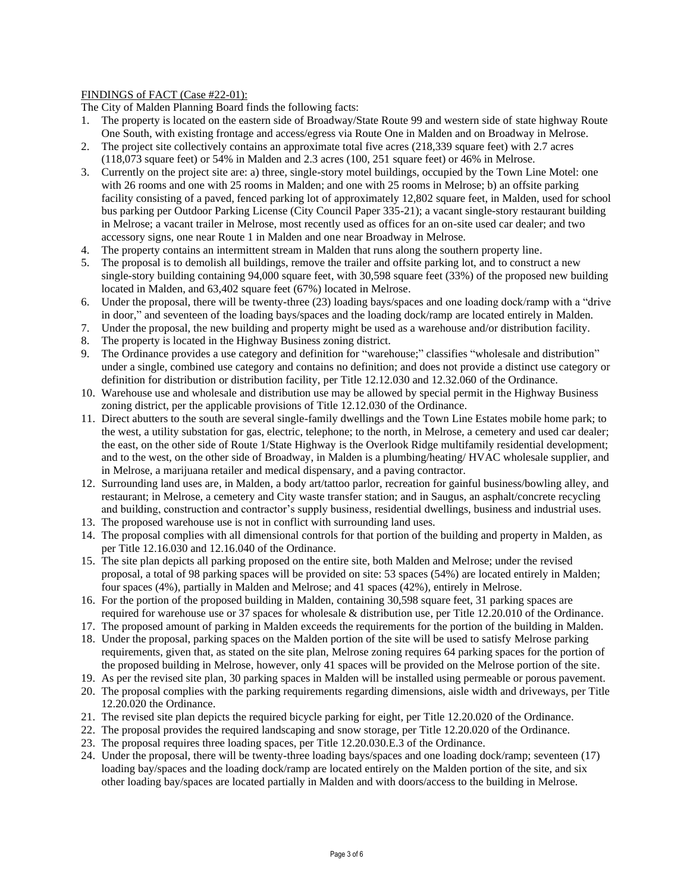FINDINGS of FACT (Case #22-01):

The City of Malden Planning Board finds the following facts:

1. The property is located on the eastern side of Broadway/State Route 99 and western side of state highway Route One South, with existing frontage and access/egress via Route One in Malden and on Broadway in Melrose.
2. The project site collectively contains an approximate total five acres (218,339 square feet) with 2.7 acres (118,073 square feet) or 54% in Malden and 2.3 acres (100, 251 square feet) or 46% in Melrose.
3. Currently on the project site are: a) three, single-story motel buildings, occupied by the Town Line Motel: one with 26 rooms and one with 25 rooms in Malden; and one with 25 rooms in Melrose; b) an offsite parking facility consisting of a paved, fenced parking lot of approximately 12,802 square feet, in Malden, used for school bus parking per Outdoor Parking License (City Council Paper 335-21); a vacant single-story restaurant building in Melrose; a vacant trailer in Melrose, most recently used as offices for an on-site used car dealer; and two accessory signs, one near Route 1 in Malden and one near Broadway in Melrose.
4. The property contains an intermittent stream in Malden that runs along the southern property line.
5. The proposal is to demolish all buildings, remove the trailer and offsite parking lot, and to construct a new single-story building containing 94,000 square feet, with 30,598 square feet (33%) of the proposed new building located in Malden, and 63,402 square feet (67%) located in Melrose.
6. Under the proposal, there will be twenty-three (23) loading bays/spaces and one loading dock/ramp with a "drive in door," and seventeen of the loading bays/spaces and the loading dock/ramp are located entirely in Malden.
7. Under the proposal, the new building and property might be used as a warehouse and/or distribution facility.
8. The property is located in the Highway Business zoning district.
9. The Ordinance provides a use category and definition for "warehouse;" classifies "wholesale and distribution" under a single, combined use category and contains no definition; and does not provide a distinct use category or definition for distribution or distribution facility, per Title 12.12.030 and 12.32.060 of the Ordinance.
10. Warehouse use and wholesale and distribution use may be allowed by special permit in the Highway Business zoning district, per the applicable provisions of Title 12.12.030 of the Ordinance.
11. Direct abutters to the south are several single-family dwellings and the Town Line Estates mobile home park; to the west, a utility substation for gas, electric, telephone; to the north, in Melrose, a cemetery and used car dealer; the east, on the other side of Route 1/State Highway is the Overlook Ridge multifamily residential development; and to the west, on the other side of Broadway, in Malden is a plumbing/heating/ HVAC wholesale supplier, and in Melrose, a marijuana retailer and medical dispensary, and a paving contractor.
12. Surrounding land uses are, in Malden, a body art/tattoo parlor, recreation for gainful business/bowling alley, and restaurant; in Melrose, a cemetery and City waste transfer station; and in Saugus, an asphalt/concrete recycling and building, construction and contractor's supply business, residential dwellings, business and industrial uses.
13. The proposed warehouse use is not in conflict with surrounding land uses.
14. The proposal complies with all dimensional controls for that portion of the building and property in Malden, as per Title 12.16.030 and 12.16.040 of the Ordinance.
15. The site plan depicts all parking proposed on the entire site, both Malden and Melrose; under the revised proposal, a total of 98 parking spaces will be provided on site: 53 spaces (54%) are located entirely in Malden; four spaces (4%), partially in Malden and Melrose; and 41 spaces (42%), entirely in Melrose.
16. For the portion of the proposed building in Malden, containing 30,598 square feet, 31 parking spaces are required for warehouse use or 37 spaces for wholesale & distribution use, per Title 12.20.010 of the Ordinance.
17. The proposed amount of parking in Malden exceeds the requirements for the portion of the building in Malden.
18. Under the proposal, parking spaces on the Malden portion of the site will be used to satisfy Melrose parking requirements, given that, as stated on the site plan, Melrose zoning requires 64 parking spaces for the portion of the proposed building in Melrose, however, only 41 spaces will be provided on the Melrose portion of the site.
19. As per the revised site plan, 30 parking spaces in Malden will be installed using permeable or porous pavement.
20. The proposal complies with the parking requirements regarding dimensions, aisle width and driveways, per Title 12.20.020 the Ordinance.
21. The revised site plan depicts the required bicycle parking for eight, per Title 12.20.020 of the Ordinance.
22. The proposal provides the required landscaping and snow storage, per Title 12.20.020 of the Ordinance.
23. The proposal requires three loading spaces, per Title 12.20.030.E.3 of the Ordinance.
24. Under the proposal, there will be twenty-three loading bays/spaces and one loading dock/ramp; seventeen (17) loading bay/spaces and the loading dock/ramp are located entirely on the Malden portion of the site, and six other loading bay/spaces are located partially in Malden and with doors/access to the building in Melrose.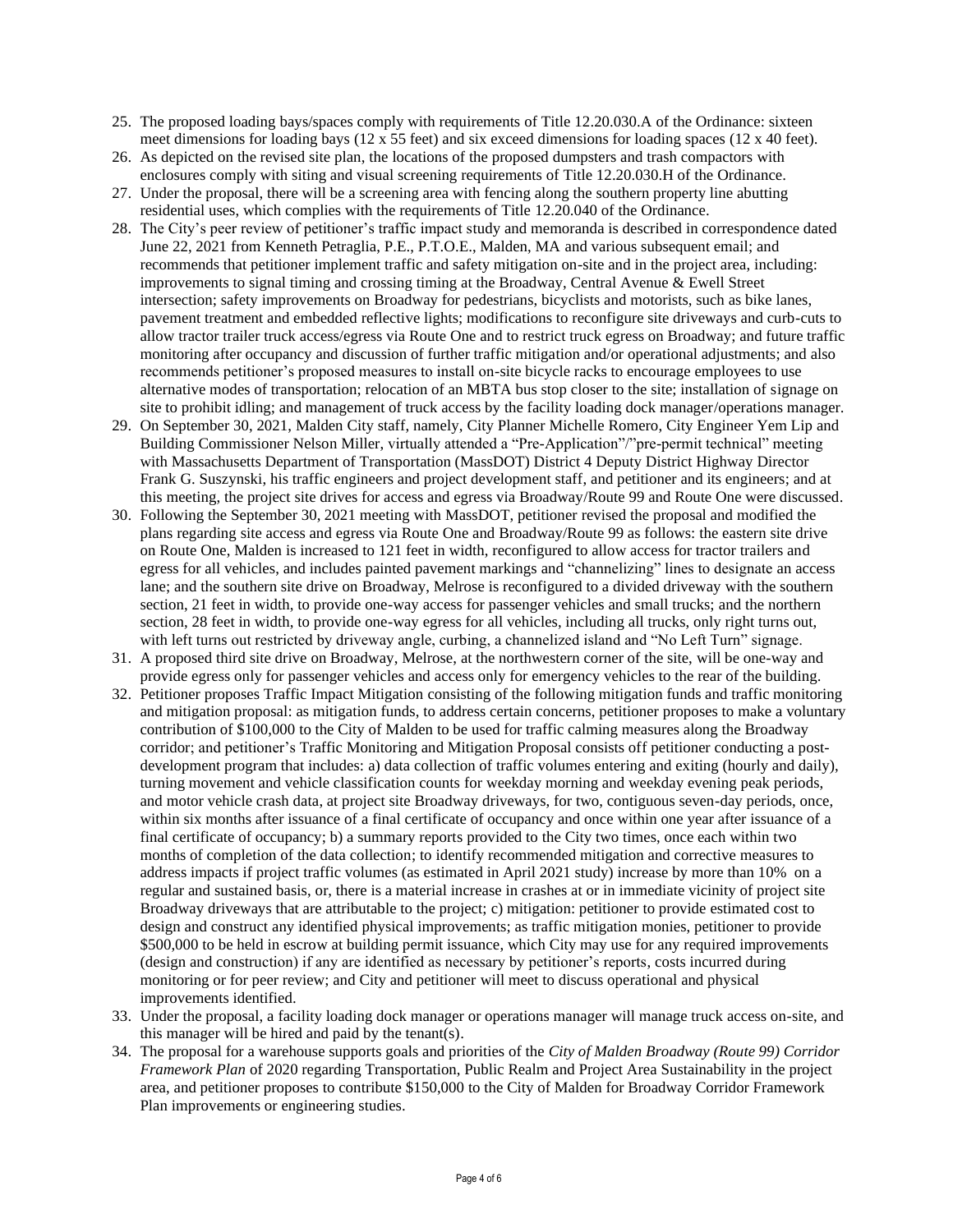25. The proposed loading bays/spaces comply with requirements of Title 12.20.030.A of the Ordinance: sixteen meet dimensions for loading bays (12 x 55 feet) and six exceed dimensions for loading spaces (12 x 40 feet).
26. As depicted on the revised site plan, the locations of the proposed dumpsters and trash compactors with enclosures comply with siting and visual screening requirements of Title 12.20.030.H of the Ordinance.
27. Under the proposal, there will be a screening area with fencing along the southern property line abutting residential uses, which complies with the requirements of Title 12.20.040 of the Ordinance.
28. The City's peer review of petitioner's traffic impact study and memoranda is described in correspondence dated June 22, 2021 from Kenneth Petraglia, P.E., P.T.O.E., Malden, MA and various subsequent email; and recommends that petitioner implement traffic and safety mitigation on-site and in the project area, including: improvements to signal timing and crossing timing at the Broadway, Central Avenue & Ewell Street intersection; safety improvements on Broadway for pedestrians, bicyclists and motorists, such as bike lanes, pavement treatment and embedded reflective lights; modifications to reconfigure site driveways and curb-cuts to allow tractor trailer truck access/egress via Route One and to restrict truck egress on Broadway; and future traffic monitoring after occupancy and discussion of further traffic mitigation and/or operational adjustments; and also recommends petitioner's proposed measures to install on-site bicycle racks to encourage employees to use alternative modes of transportation; relocation of an MBTA bus stop closer to the site; installation of signage on site to prohibit idling; and management of truck access by the facility loading dock manager/operations manager.
29. On September 30, 2021, Malden City staff, namely, City Planner Michelle Romero, City Engineer Yem Lip and Building Commissioner Nelson Miller, virtually attended a "Pre-Application"/"pre-permit technical" meeting with Massachusetts Department of Transportation (MassDOT) District 4 Deputy District Highway Director Frank G. Suszynski, his traffic engineers and project development staff, and petitioner and its engineers; and at this meeting, the project site drives for access and egress via Broadway/Route 99 and Route One were discussed.
30. Following the September 30, 2021 meeting with MassDOT, petitioner revised the proposal and modified the plans regarding site access and egress via Route One and Broadway/Route 99 as follows: the eastern site drive on Route One, Malden is increased to 121 feet in width, reconfigured to allow access for tractor trailers and egress for all vehicles, and includes painted pavement markings and "channelizing" lines to designate an access lane; and the southern site drive on Broadway, Melrose is reconfigured to a divided driveway with the southern section, 21 feet in width, to provide one-way access for passenger vehicles and small trucks; and the northern section, 28 feet in width, to provide one-way egress for all vehicles, including all trucks, only right turns out, with left turns out restricted by driveway angle, curbing, a channelized island and "No Left Turn" signage.
31. A proposed third site drive on Broadway, Melrose, at the northwestern corner of the site, will be one-way and provide egress only for passenger vehicles and access only for emergency vehicles to the rear of the building.
32. Petitioner proposes Traffic Impact Mitigation consisting of the following mitigation funds and traffic monitoring and mitigation proposal: as mitigation funds, to address certain concerns, petitioner proposes to make a voluntary contribution of $100,000 to the City of Malden to be used for traffic calming measures along the Broadway corridor; and petitioner's Traffic Monitoring and Mitigation Proposal consists off petitioner conducting a post-development program that includes: a) data collection of traffic volumes entering and exiting (hourly and daily), turning movement and vehicle classification counts for weekday morning and weekday evening peak periods, and motor vehicle crash data, at project site Broadway driveways, for two, contiguous seven-day periods, once, within six months after issuance of a final certificate of occupancy and once within one year after issuance of a final certificate of occupancy; b) a summary reports provided to the City two times, once each within two months of completion of the data collection; to identify recommended mitigation and corrective measures to address impacts if project traffic volumes (as estimated in April 2021 study) increase by more than 10% on a regular and sustained basis, or, there is a material increase in crashes at or in immediate vicinity of project site Broadway driveways that are attributable to the project; c) mitigation: petitioner to provide estimated cost to design and construct any identified physical improvements; as traffic mitigation monies, petitioner to provide $500,000 to be held in escrow at building permit issuance, which City may use for any required improvements (design and construction) if any are identified as necessary by petitioner's reports, costs incurred during monitoring or for peer review; and City and petitioner will meet to discuss operational and physical improvements identified.
33. Under the proposal, a facility loading dock manager or operations manager will manage truck access on-site, and this manager will be hired and paid by the tenant(s).
34. The proposal for a warehouse supports goals and priorities of the *City of Malden Broadway (Route 99) Corridor Framework Plan* of 2020 regarding Transportation, Public Realm and Project Area Sustainability in the project area, and petitioner proposes to contribute $150,000 to the City of Malden for Broadway Corridor Framework Plan improvements or engineering studies.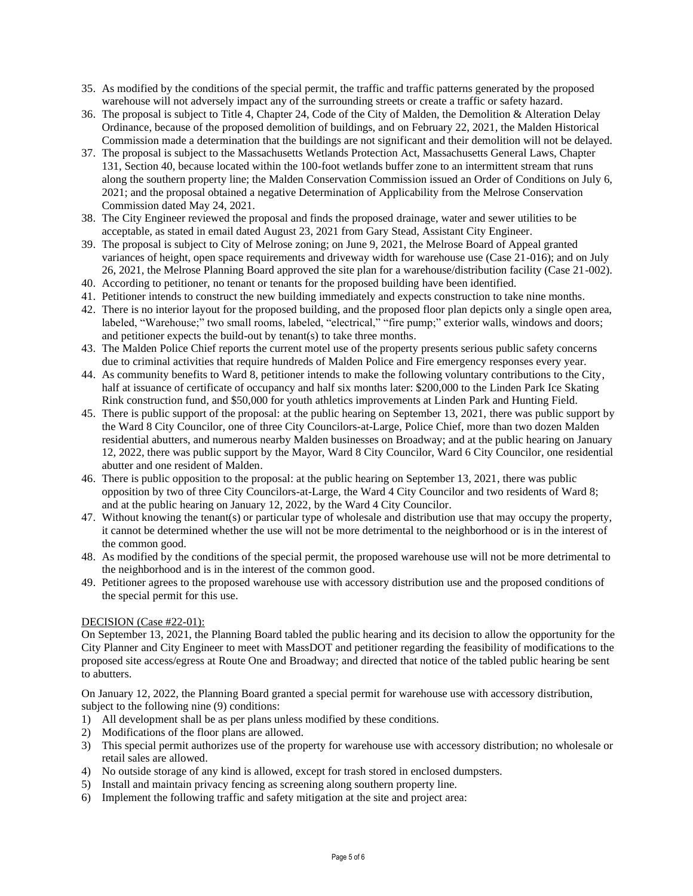35. As modified by the conditions of the special permit, the traffic and traffic patterns generated by the proposed warehouse will not adversely impact any of the surrounding streets or create a traffic or safety hazard.
36. The proposal is subject to Title 4, Chapter 24, Code of the City of Malden, the Demolition & Alteration Delay Ordinance, because of the proposed demolition of buildings, and on February 22, 2021, the Malden Historical Commission made a determination that the buildings are not significant and their demolition will not be delayed.
37. The proposal is subject to the Massachusetts Wetlands Protection Act, Massachusetts General Laws, Chapter 131, Section 40, because located within the 100-foot wetlands buffer zone to an intermittent stream that runs along the southern property line; the Malden Conservation Commission issued an Order of Conditions on July 6, 2021; and the proposal obtained a negative Determination of Applicability from the Melrose Conservation Commission dated May 24, 2021.
38. The City Engineer reviewed the proposal and finds the proposed drainage, water and sewer utilities to be acceptable, as stated in email dated August 23, 2021 from Gary Stead, Assistant City Engineer.
39. The proposal is subject to City of Melrose zoning; on June 9, 2021, the Melrose Board of Appeal granted variances of height, open space requirements and driveway width for warehouse use (Case 21-016); and on July 26, 2021, the Melrose Planning Board approved the site plan for a warehouse/distribution facility (Case 21-002).
40. According to petitioner, no tenant or tenants for the proposed building have been identified.
41. Petitioner intends to construct the new building immediately and expects construction to take nine months.
42. There is no interior layout for the proposed building, and the proposed floor plan depicts only a single open area, labeled, "Warehouse;" two small rooms, labeled, "electrical," "fire pump;" exterior walls, windows and doors; and petitioner expects the build-out by tenant(s) to take three months.
43. The Malden Police Chief reports the current motel use of the property presents serious public safety concerns due to criminal activities that require hundreds of Malden Police and Fire emergency responses every year.
44. As community benefits to Ward 8, petitioner intends to make the following voluntary contributions to the City, half at issuance of certificate of occupancy and half six months later: $200,000 to the Linden Park Ice Skating Rink construction fund, and $50,000 for youth athletics improvements at Linden Park and Hunting Field.
45. There is public support of the proposal: at the public hearing on September 13, 2021, there was public support by the Ward 8 City Councilor, one of three City Councilors-at-Large, Police Chief, more than two dozen Malden residential abutters, and numerous nearby Malden businesses on Broadway; and at the public hearing on January 12, 2022, there was public support by the Mayor, Ward 8 City Councilor, Ward 6 City Councilor, one residential abutter and one resident of Malden.
46. There is public opposition to the proposal: at the public hearing on September 13, 2021, there was public opposition by two of three City Councilors-at-Large, the Ward 4 City Councilor and two residents of Ward 8; and at the public hearing on January 12, 2022, by the Ward 4 City Councilor.
47. Without knowing the tenant(s) or particular type of wholesale and distribution use that may occupy the property, it cannot be determined whether the use will not be more detrimental to the neighborhood or is in the interest of the common good.
48. As modified by the conditions of the special permit, the proposed warehouse use will not be more detrimental to the neighborhood and is in the interest of the common good.
49. Petitioner agrees to the proposed warehouse use with accessory distribution use and the proposed conditions of the special permit for this use.

DECISION (Case #22-01):

On September 13, 2021, the Planning Board tabled the public hearing and its decision to allow the opportunity for the City Planner and City Engineer to meet with MassDOT and petitioner regarding the feasibility of modifications to the proposed site access/egress at Route One and Broadway; and directed that notice of the tabled public hearing be sent to abutters.

On January 12, 2022, the Planning Board granted a special permit for warehouse use with accessory distribution, subject to the following nine (9) conditions:

1) All development shall be as per plans unless modified by these conditions.
2) Modifications of the floor plans are allowed.
3) This special permit authorizes use of the property for warehouse use with accessory distribution; no wholesale or retail sales are allowed.
4) No outside storage of any kind is allowed, except for trash stored in enclosed dumpsters.
5) Install and maintain privacy fencing as screening along southern property line.
6) Implement the following traffic and safety mitigation at the site and project area: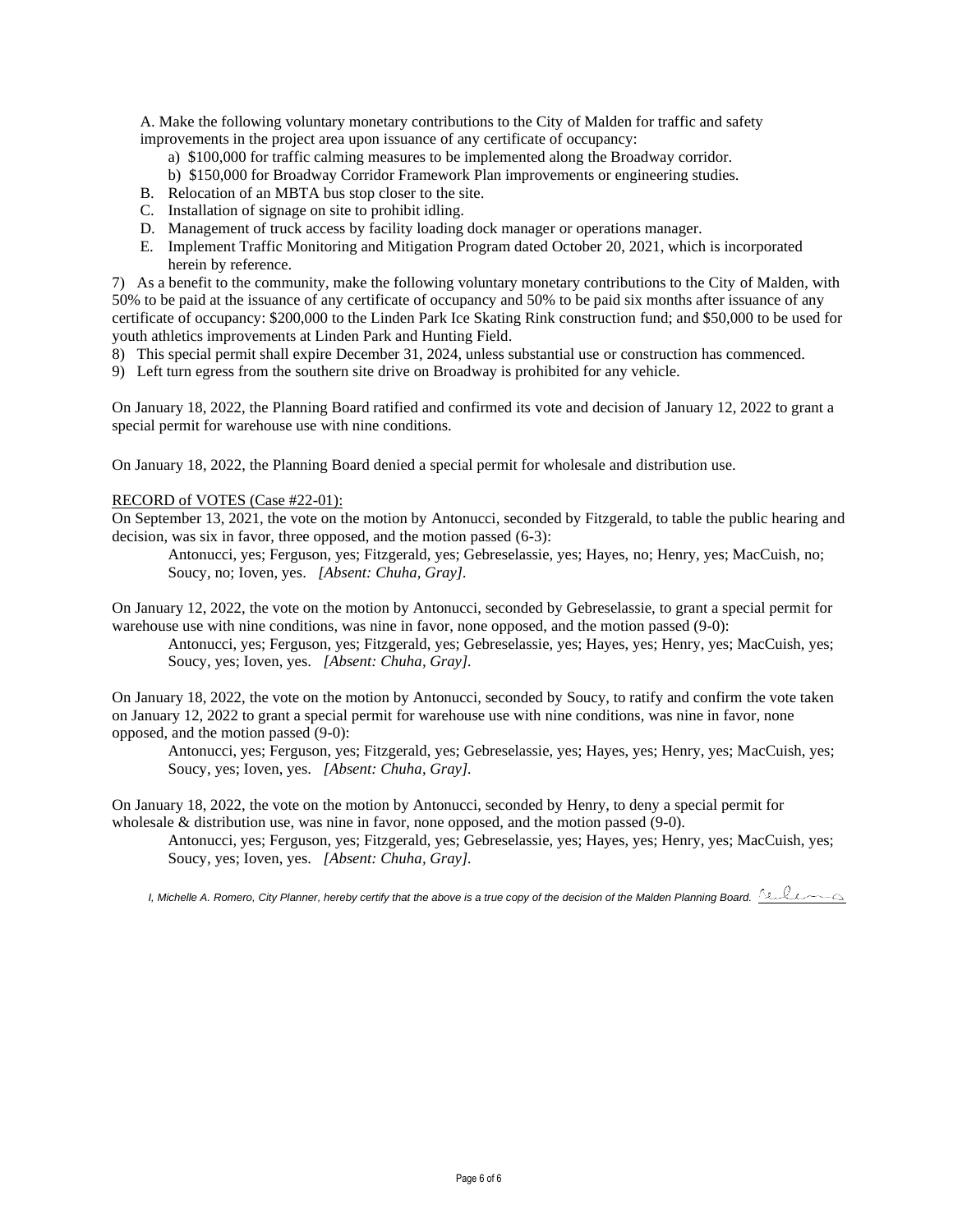A. Make the following voluntary monetary contributions to the City of Malden for traffic and safety improvements in the project area upon issuance of any certificate of occupancy:

  a) $100,000 for traffic calming measures to be implemented along the Broadway corridor.

  b) $150,000 for Broadway Corridor Framework Plan improvements or engineering studies.

B. Relocation of an MBTA bus stop closer to the site.

C. Installation of signage on site to prohibit idling.

D. Management of truck access by facility loading dock manager or operations manager.

E. Implement Traffic Monitoring and Mitigation Program dated October 20, 2021, which is incorporated herein by reference.

7) As a benefit to the community, make the following voluntary monetary contributions to the City of Malden, with 50% to be paid at the issuance of any certificate of occupancy and 50% to be paid six months after issuance of any certificate of occupancy: $200,000 to the Linden Park Ice Skating Rink construction fund; and $50,000 to be used for youth athletics improvements at Linden Park and Hunting Field.

8) This special permit shall expire December 31, 2024, unless substantial use or construction has commenced.

9) Left turn egress from the southern site drive on Broadway is prohibited for any vehicle.

On January 18, 2022, the Planning Board ratified and confirmed its vote and decision of January 12, 2022 to grant a special permit for warehouse use with nine conditions.

On January 18, 2022, the Planning Board denied a special permit for wholesale and distribution use.

RECORD of VOTES (Case #22-01):

On September 13, 2021, the vote on the motion by Antonucci, seconded by Fitzgerald, to table the public hearing and decision, was six in favor, three opposed, and the motion passed (6-3):

  Antonucci, yes; Ferguson, yes; Fitzgerald, yes; Gebreselassie, yes; Hayes, no; Henry, yes; MacCuish, no; Soucy, no; Ioven, yes. *[Absent: Chuha, Gray].*

On January 12, 2022, the vote on the motion by Antonucci, seconded by Gebreselassie, to grant a special permit for warehouse use with nine conditions, was nine in favor, none opposed, and the motion passed (9-0):

  Antonucci, yes; Ferguson, yes; Fitzgerald, yes; Gebreselassie, yes; Hayes, yes; Henry, yes; MacCuish, yes; Soucy, yes; Ioven, yes. *[Absent: Chuha, Gray].*

On January 18, 2022, the vote on the motion by Antonucci, seconded by Soucy, to ratify and confirm the vote taken on January 12, 2022 to grant a special permit for warehouse use with nine conditions, was nine in favor, none opposed, and the motion passed (9-0):

  Antonucci, yes; Ferguson, yes; Fitzgerald, yes; Gebreselassie, yes; Hayes, yes; Henry, yes; MacCuish, yes; Soucy, yes; Ioven, yes. *[Absent: Chuha, Gray].*

On January 18, 2022, the vote on the motion by Antonucci, seconded by Henry, to deny a special permit for wholesale & distribution use, was nine in favor, none opposed, and the motion passed (9-0).

  Antonucci, yes; Ferguson, yes; Fitzgerald, yes; Gebreselassie, yes; Hayes, yes; Henry, yes; MacCuish, yes; Soucy, yes; Ioven, yes. *[Absent: Chuha, Gray].*

*I, Michelle A. Romero, City Planner, hereby certify that the above is a true copy of the decision of the Malden Planning Board.*